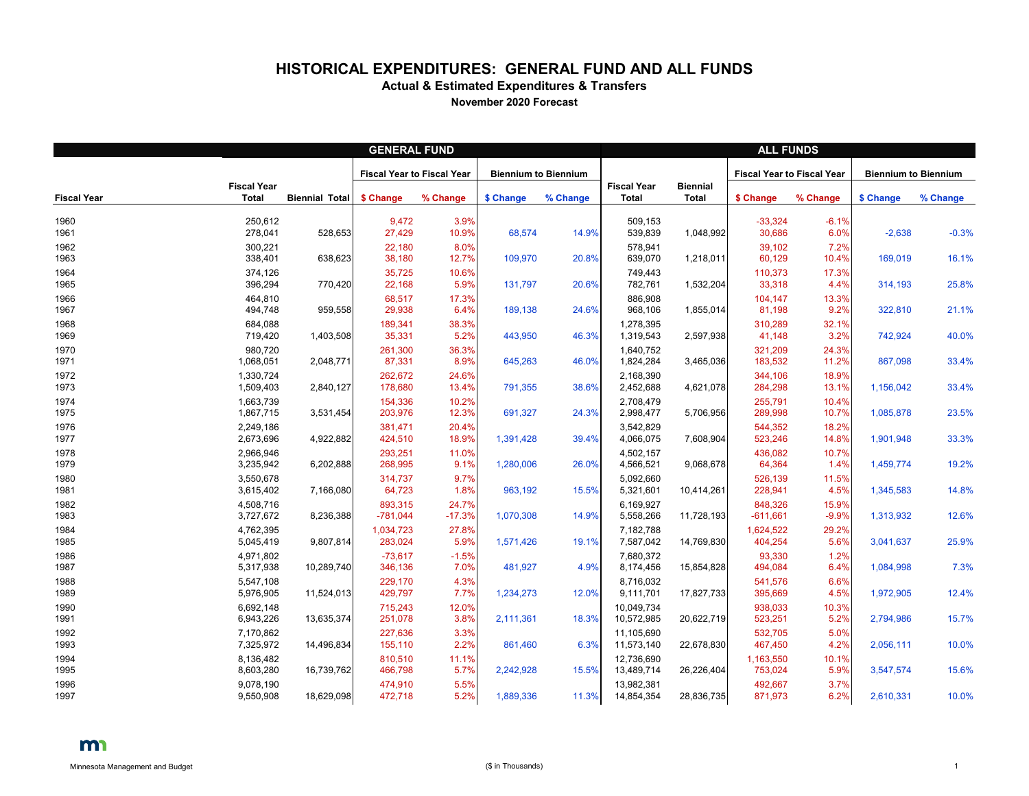# HISTORICAL EXPENDITURES: GENERAL FUND AND ALL FUNDS

**Actual & Estimated Expenditures & Transfers**

**November 2020 Forecast**

| | GENERAL FUND | | | | | | ALL FUNDS | | | | | |
|---|---|---|---|---|---|---|---|---|---|---|---|---|
| | | | Fiscal Year to Fiscal Year | | Biennium to Biennium | | | | Fiscal Year to Fiscal Year | | Biennium to Biennium | |
| Fiscal Year | Fiscal Year Total | Biennial Total | $ Change | % Change | $ Change | % Change | Fiscal Year Total | Biennial Total | $ Change | % Change | $ Change | % Change |
| 1960 | 250,612 | | 9,472 | 3.9% | | | 509,153 | | -33,324 | -6.1% | | |
| 1961 | 278,041 | 528,653 | 27,429 | 10.9% | 68,574 | 14.9% | 539,839 | 1,048,992 | 30,686 | 6.0% | -2,638 | -0.3% |
| 1962 | 300,221 | | 22,180 | 8.0% | | | 578,941 | | 39,102 | 7.2% | | |
| 1963 | 338,401 | 638,623 | 38,180 | 12.7% | 109,970 | 20.8% | 639,070 | 1,218,011 | 60,129 | 10.4% | 169,019 | 16.1% |
| 1964 | 374,126 | | 35,725 | 10.6% | | | 749,443 | | 110,373 | 17.3% | | |
| 1965 | 396,294 | 770,420 | 22,168 | 5.9% | 131,797 | 20.6% | 782,761 | 1,532,204 | 33,318 | 4.4% | 314,193 | 25.8% |
| 1966 | 464,810 | | 68,517 | 17.3% | | | 886,908 | | 104,147 | 13.3% | | |
| 1967 | 494,748 | 959,558 | 29,938 | 6.4% | 189,138 | 24.6% | 968,106 | 1,855,014 | 81,198 | 9.2% | 322,810 | 21.1% |
| 1968 | 684,088 | | 189,341 | 38.3% | | | 1,278,395 | | 310,289 | 32.1% | | |
| 1969 | 719,420 | 1,403,508 | 35,331 | 5.2% | 443,950 | 46.3% | 1,319,543 | 2,597,938 | 41,148 | 3.2% | 742,924 | 40.0% |
| 1970 | 980,720 | | 261,300 | 36.3% | | | 1,640,752 | | 321,209 | 24.3% | | |
| 1971 | 1,068,051 | 2,048,771 | 87,331 | 8.9% | 645,263 | 46.0% | 1,824,284 | 3,465,036 | 183,532 | 11.2% | 867,098 | 33.4% |
| 1972 | 1,330,724 | | 262,672 | 24.6% | | | 2,168,390 | | 344,106 | 18.9% | | |
| 1973 | 1,509,403 | 2,840,127 | 178,680 | 13.4% | 791,355 | 38.6% | 2,452,688 | 4,621,078 | 284,298 | 13.1% | 1,156,042 | 33.4% |
| 1974 | 1,663,739 | | 154,336 | 10.2% | | | 2,708,479 | | 255,791 | 10.4% | | |
| 1975 | 1,867,715 | 3,531,454 | 203,976 | 12.3% | 691,327 | 24.3% | 2,998,477 | 5,706,956 | 289,998 | 10.7% | 1,085,878 | 23.5% |
| 1976 | 2,249,186 | | 381,471 | 20.4% | | | 3,542,829 | | 544,352 | 18.2% | | |
| 1977 | 2,673,696 | 4,922,882 | 424,510 | 18.9% | 1,391,428 | 39.4% | 4,066,075 | 7,608,904 | 523,246 | 14.8% | 1,901,948 | 33.3% |
| 1978 | 2,966,946 | | 293,251 | 11.0% | | | 4,502,157 | | 436,082 | 10.7% | | |
| 1979 | 3,235,942 | 6,202,888 | 268,995 | 9.1% | 1,280,006 | 26.0% | 4,566,521 | 9,068,678 | 64,364 | 1.4% | 1,459,774 | 19.2% |
| 1980 | 3,550,678 | | 314,737 | 9.7% | | | 5,092,660 | | 526,139 | 11.5% | | |
| 1981 | 3,615,402 | 7,166,080 | 64,723 | 1.8% | 963,192 | 15.5% | 5,321,601 | 10,414,261 | 228,941 | 4.5% | 1,345,583 | 14.8% |
| 1982 | 4,508,716 | | 893,315 | 24.7% | | | 6,169,927 | | 848,326 | 15.9% | | |
| 1983 | 3,727,672 | 8,236,388 | -781,044 | -17.3% | 1,070,308 | 14.9% | 5,558,266 | 11,728,193 | -611,661 | -9.9% | 1,313,932 | 12.6% |
| 1984 | 4,762,395 | | 1,034,723 | 27.8% | | | 7,182,788 | | 1,624,522 | 29.2% | | |
| 1985 | 5,045,419 | 9,807,814 | 283,024 | 5.9% | 1,571,426 | 19.1% | 7,587,042 | 14,769,830 | 404,254 | 5.6% | 3,041,637 | 25.9% |
| 1986 | 4,971,802 | | -73,617 | -1.5% | | | 7,680,372 | | 93,330 | 1.2% | | |
| 1987 | 5,317,938 | 10,289,740 | 346,136 | 7.0% | 481,927 | 4.9% | 8,174,456 | 15,854,828 | 494,084 | 6.4% | 1,084,998 | 7.3% |
| 1988 | 5,547,108 | | 229,170 | 4.3% | | | 8,716,032 | | 541,576 | 6.6% | | |
| 1989 | 5,976,905 | 11,524,013 | 429,797 | 7.7% | 1,234,273 | 12.0% | 9,111,701 | 17,827,733 | 395,669 | 4.5% | 1,972,905 | 12.4% |
| 1990 | 6,692,148 | | 715,243 | 12.0% | | | 10,049,734 | | 938,033 | 10.3% | | |
| 1991 | 6,943,226 | 13,635,374 | 251,078 | 3.8% | 2,111,361 | 18.3% | 10,572,985 | 20,622,719 | 523,251 | 5.2% | 2,794,986 | 15.7% |
| 1992 | 7,170,862 | | 227,636 | 3.3% | | | 11,105,690 | | 532,705 | 5.0% | | |
| 1993 | 7,325,972 | 14,496,834 | 155,110 | 2.2% | 861,460 | 6.3% | 11,573,140 | 22,678,830 | 467,450 | 4.2% | 2,056,111 | 10.0% |
| 1994 | 8,136,482 | | 810,510 | 11.1% | | | 12,736,690 | | 1,163,550 | 10.1% | | |
| 1995 | 8,603,280 | 16,739,762 | 466,798 | 5.7% | 2,242,928 | 15.5% | 13,489,714 | 26,226,404 | 753,024 | 5.9% | 3,547,574 | 15.6% |
| 1996 | 9,078,190 | | 474,910 | 5.5% | | | 13,982,381 | | 492,667 | 3.7% | | |
| 1997 | 9,550,908 | 18,629,098 | 472,718 | 5.2% | 1,889,336 | 11.3% | 14,854,354 | 28,836,735 | 871,973 | 6.2% | 2,610,331 | 10.0% |

Minnesota Management and Budget

($ in Thousands)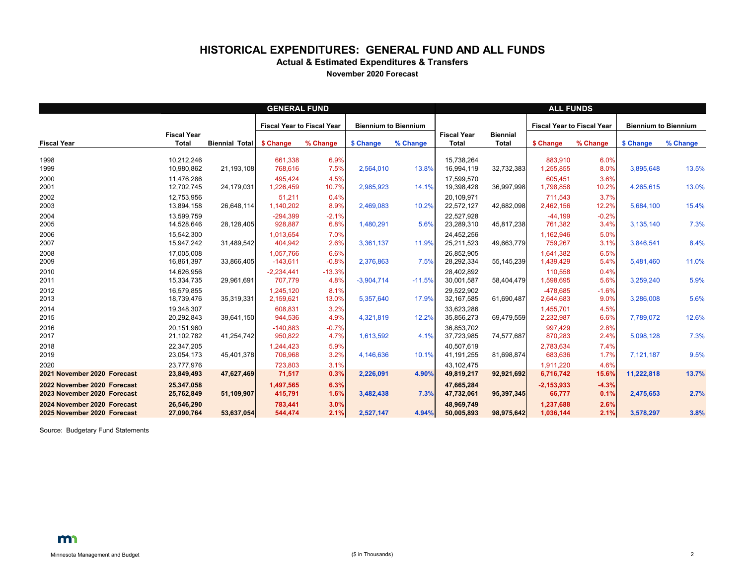# HISTORICAL EXPENDITURES: GENERAL FUND AND ALL FUNDS

**Actual & Estimated Expenditures & Transfers**

**November 2020 Forecast**

| | GENERAL FUND | | | | | | ALL FUNDS | | | | | |
|---|---|---|---|---|---|---|---|---|---|---|---|---|
| | | | Fiscal Year to Fiscal Year | | Biennium to Biennium | | | | Fiscal Year to Fiscal Year | | Biennium to Biennium | |
| Fiscal Year | Fiscal Year Total | Biennial Total | $ Change | % Change | $ Change | % Change | Fiscal Year Total | Biennial Total | $ Change | % Change | $ Change | % Change |
| 1998 | 10,212,246 | | 661,338 | 6.9% | | | 15,738,264 | | 883,910 | 6.0% | | |
| 1999 | 10,980,862 | 21,193,108 | 768,616 | 7.5% | 2,564,010 | 13.8% | 16,994,119 | 32,732,383 | 1,255,855 | 8.0% | 3,895,648 | 13.5% |
| 2000 | 11,476,286 | | 495,424 | 4.5% | | | 17,599,570 | | 605,451 | 3.6% | | |
| 2001 | 12,702,745 | 24,179,031 | 1,226,459 | 10.7% | 2,985,923 | 14.1% | 19,398,428 | 36,997,998 | 1,798,858 | 10.2% | 4,265,615 | 13.0% |
| 2002 | 12,753,956 | | 51,211 | 0.4% | | | 20,109,971 | | 711,543 | 3.7% | | |
| 2003 | 13,894,158 | 26,648,114 | 1,140,202 | 8.9% | 2,469,083 | 10.2% | 22,572,127 | 42,682,098 | 2,462,156 | 12.2% | 5,684,100 | 15.4% |
| 2004 | 13,599,759 | | -294,399 | -2.1% | | | 22,527,928 | | -44,199 | -0.2% | | |
| 2005 | 14,528,646 | 28,128,405 | 928,887 | 6.8% | 1,480,291 | 5.6% | 23,289,310 | 45,817,238 | 761,382 | 3.4% | 3,135,140 | 7.3% |
| 2006 | 15,542,300 | | 1,013,654 | 7.0% | | | 24,452,256 | | 1,162,946 | 5.0% | | |
| 2007 | 15,947,242 | 31,489,542 | 404,942 | 2.6% | 3,361,137 | 11.9% | 25,211,523 | 49,663,779 | 759,267 | 3.1% | 3,846,541 | 8.4% |
| 2008 | 17,005,008 | | 1,057,766 | 6.6% | | | 26,852,905 | | 1,641,382 | 6.5% | | |
| 2009 | 16,861,397 | 33,866,405 | -143,611 | -0.8% | 2,376,863 | 7.5% | 28,292,334 | 55,145,239 | 1,439,429 | 5.4% | 5,481,460 | 11.0% |
| 2010 | 14,626,956 | | -2,234,441 | -13.3% | | | 28,402,892 | | 110,558 | 0.4% | | |
| 2011 | 15,334,735 | 29,961,691 | 707,779 | 4.8% | -3,904,714 | -11.5% | 30,001,587 | 58,404,479 | 1,598,695 | 5.6% | 3,259,240 | 5.9% |
| 2012 | 16,579,855 | | 1,245,120 | 8.1% | | | 29,522,902 | | -478,685 | -1.6% | | |
| 2013 | 18,739,476 | 35,319,331 | 2,159,621 | 13.0% | 5,357,640 | 17.9% | 32,167,585 | 61,690,487 | 2,644,683 | 9.0% | 3,286,008 | 5.6% |
| 2014 | 19,348,307 | | 608,831 | 3.2% | | | 33,623,286 | | 1,455,701 | 4.5% | | |
| 2015 | 20,292,843 | 39,641,150 | 944,536 | 4.9% | 4,321,819 | 12.2% | 35,856,273 | 69,479,559 | 2,232,987 | 6.6% | 7,789,072 | 12.6% |
| 2016 | 20,151,960 | | -140,883 | -0.7% | | | 36,853,702 | | 997,429 | 2.8% | | |
| 2017 | 21,102,782 | 41,254,742 | 950,822 | 4.7% | 1,613,592 | 4.1% | 37,723,985 | 74,577,687 | 870,283 | 2.4% | 5,098,128 | 7.3% |
| 2018 | 22,347,205 | | 1,244,423 | 5.9% | | | 40,507,619 | | 2,783,634 | 7.4% | | |
| 2019 | 23,054,173 | 45,401,378 | 706,968 | 3.2% | 4,146,636 | 10.1% | 41,191,255 | 81,698,874 | 683,636 | 1.7% | 7,121,187 | 9.5% |
| 2020 | 23,777,976 | | 723,803 | 3.1% | | | 43,102,475 | | 1,911,220 | 4.6% | | |
| **2021 November 2020 Forecast** | **23,849,493** | **47,627,469** | **71,517** | **0.3%** | **2,226,091** | **4.90%** | **49,819,217** | **92,921,692** | **6,716,742** | **15.6%** | **11,222,818** | **13.7%** |
| **2022 November 2020 Forecast** | **25,347,058** | | **1,497,565** | **6.3%** | | | **47,665,284** | | **-2,153,933** | **-4.3%** | | |
| **2023 November 2020 Forecast** | **25,762,849** | **51,109,907** | **415,791** | **1.6%** | **3,482,438** | **7.3%** | **47,732,061** | **95,397,345** | **66,777** | **0.1%** | **2,475,653** | **2.7%** |
| **2024 November 2020 Forecast** | **26,546,290** | | **783,441** | **3.0%** | | | **48,969,749** | | **1,237,688** | **2.6%** | | |
| **2025 November 2020 Forecast** | **27,090,764** | **53,637,054** | **544,474** | **2.1%** | **2,527,147** | **4.94%** | **50,005,893** | **98,975,642** | **1,036,144** | **2.1%** | **3,578,297** | **3.8%** |

Source: Budgetary Fund Statements

Minnesota Management and Budget

($ in Thousands)